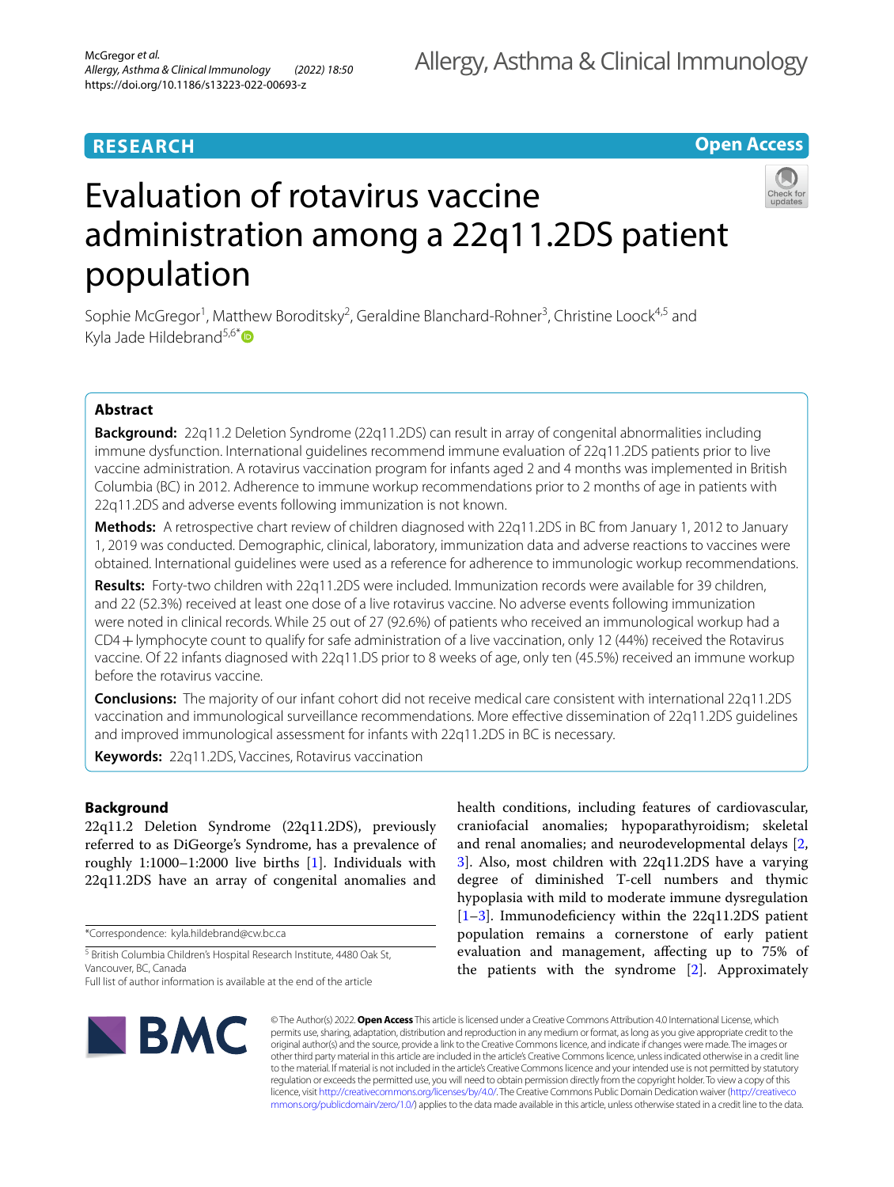RESEARCH

Open Access

# Evaluation of rotavirus vaccine administration among a 22q11.2DS patient population

Sophie McGregor[1], Matthew Boroditsky[2], Geraldine Blanchard-Rohner[3], Christine Loock[4,5] and Kyla Jade Hildebrand[5,6*]

## Abstract

**Background:** 22q11.2 Deletion Syndrome (22q11.2DS) can result in array of congenital abnormalities including immune dysfunction. International guidelines recommend immune evaluation of 22q11.2DS patients prior to live rotavirus vaccine administration. A rotavirus vaccination program for infants aged 2 and 4 months was implemented in British Columbia (BC) in 2012. Adherence to immune workup recommendations prior to 2 months of age in patients with 22q11.2DS and adverse events following immunization is not known.

**Methods:** A retrospective chart review of children diagnosed with 22q11.2DS in BC from January 1, 2012 to January 1, 2019 was conducted. Demographic, clinical, laboratory, immunization data and adverse reactions to vaccines were obtained. International guidelines were used as a reference for adherence to immunologic workup recommendations.

**Results:** Forty-two children with 22q11.2DS were included. Immunization records were available for 39 children, and 22 (52.3%) received at least one dose of a live rotavirus vaccine. No adverse events following immunization were noted in clinical records. While 25 out of 27 (92.6%) of patients who received an immunological workup had a CD4+lymphocyte count to qualify for safe administration of a live vaccination, only 12 (44%) received the Rotavirus vaccine. Of 22 infants diagnosed with 22q11.DS prior to 8 weeks of age, only ten (45.5%) received an immune workup before the rotavirus vaccine.

**Conclusions:** The majority of our infant cohort did not receive medical care consistent with international 22q11.2DS vaccination and immunological surveillance recommendations. More effective dissemination of 22q11.2DS guidelines and improved immunological assessment for infants with 22q11.2DS in BC is necessary.

**Keywords:** 22q11.2DS, Vaccines, Rotavirus vaccination

## Background

22q11.2 Deletion Syndrome (22q11.2DS), previously referred to as DiGeorge's Syndrome, has a prevalence of roughly 1:1000–1:2000 live births [1]. Individuals with 22q11.2DS have an array of congenital anomalies and health conditions, including features of cardiovascular, craniofacial anomalies; hypoparathyroidism; skeletal and renal anomalies; and neurodevelopmental delays [2, 3]. Also, most children with 22q11.2DS have a varying degree of diminished T-cell numbers and thymic hypoplasia with mild to moderate immune dysregulation [1–3]. Immunodeficiency within the 22q11.2DS patient population remains a cornerstone of early patient evaluation and management, affecting up to 75% of the patients with the syndrome [2]. Approximately

*Correspondence: kyla.hildebrand@cw.bc.ca

[5] British Columbia Children's Hospital Research Institute, 4480 Oak St, Vancouver, BC, Canada

Full list of author information is available at the end of the article

© The Author(s) 2022. **Open Access** This article is licensed under a Creative Commons Attribution 4.0 International License, which permits use, sharing, adaptation, distribution and reproduction in any medium or format, as long as you give appropriate credit to the original author(s) and the source, provide a link to the Creative Commons licence, and indicate if changes were made. The images or other third party material in this article are included in the article's Creative Commons licence, unless indicated otherwise in a credit line to the material. If material is not included in the article's Creative Commons licence and your intended use is not permitted by statutory regulation or exceeds the permitted use, you will need to obtain permission directly from the copyright holder. To view a copy of this licence, visit http://creativecommons.org/licenses/by/4.0/. The Creative Commons Public Domain Dedication waiver (http://creativecommons.org/publicdomain/zero/1.0/) applies to the data made available in this article, unless otherwise stated in a credit line to the data.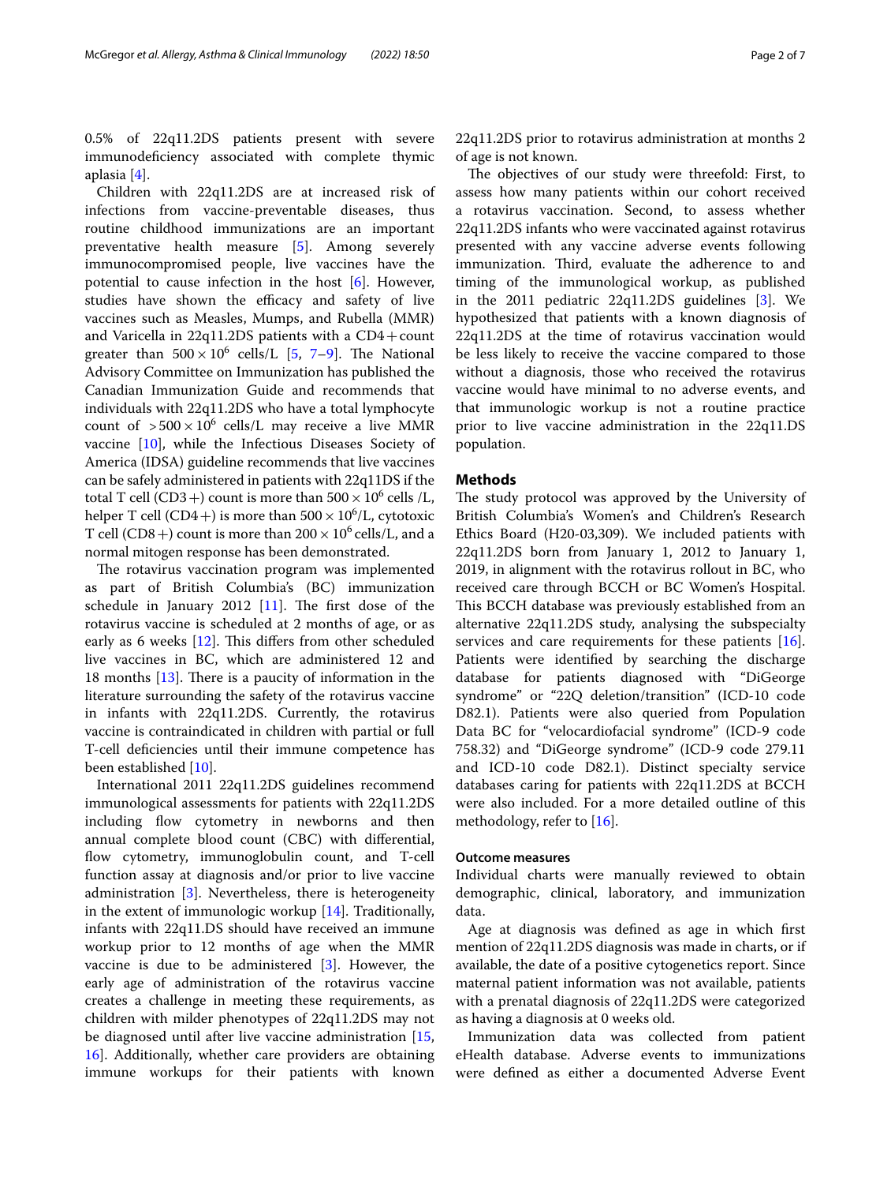0.5% of 22q11.2DS patients present with severe immunodeficiency associated with complete thymic aplasia [4].

Children with 22q11.2DS are at increased risk of infections from vaccine-preventable diseases, thus routine childhood immunizations are an important preventative health measure [5]. Among severely immunocompromised people, live vaccines have the potential to cause infection in the host [6]. However, studies have shown the efficacy and safety of live vaccines such as Measles, Mumps, and Rubella (MMR) and Varicella in 22q11.2DS patients with a CD4+ count greater than $500 \times 10^6$ cells/L [5, 7–9]. The National Advisory Committee on Immunization has published the Canadian Immunization Guide and recommends that individuals with 22q11.2DS who have a total lymphocyte count of $>500 \times 10^6$ cells/L may receive a live MMR vaccine [10], while the Infectious Diseases Society of America (IDSA) guideline recommends that live vaccines can be safely administered in patients with 22q11DS if the total T cell (CD3+) count is more than $500 \times 10^6$ cells /L, helper T cell (CD4+) is more than $500 \times 10^6$/L, cytotoxic T cell (CD8+) count is more than $200 \times 10^6$ cells/L, and a normal mitogen response has been demonstrated.

The rotavirus vaccination program was implemented as part of British Columbia's (BC) immunization schedule in January 2012 [11]. The first dose of the rotavirus vaccine is scheduled at 2 months of age, or as early as 6 weeks [12]. This differs from other scheduled live vaccines in BC, which are administered 12 and 18 months [13]. There is a paucity of information in the literature surrounding the safety of the rotavirus vaccine in infants with 22q11.2DS. Currently, the rotavirus vaccine is contraindicated in children with partial or full T-cell deficiencies until their immune competence has been established [10].

International 2011 22q11.2DS guidelines recommend immunological assessments for patients with 22q11.2DS including flow cytometry in newborns and then annual complete blood count (CBC) with differential, flow cytometry, immunoglobulin count, and T-cell function assay at diagnosis and/or prior to live vaccine administration [3]. Nevertheless, there is heterogeneity in the extent of immunologic workup [14]. Traditionally, infants with 22q11.DS should have received an immune workup prior to 12 months of age when the MMR vaccine is due to be administered [3]. However, the early age of administration of the rotavirus vaccine creates a challenge in meeting these requirements, as children with milder phenotypes of 22q11.2DS may not be diagnosed until after live vaccine administration [15, 16]. Additionally, whether care providers are obtaining immune workups for their patients with known 22q11.2DS prior to rotavirus administration at months 2 of age is not known.

The objectives of our study were threefold: First, to assess how many patients within our cohort received a rotavirus vaccination. Second, to assess whether 22q11.2DS infants who were vaccinated against rotavirus presented with any vaccine adverse events following immunization. Third, evaluate the adherence to and timing of the immunological workup, as published in the 2011 pediatric 22q11.2DS guidelines [3]. We hypothesized that patients with a known diagnosis of 22q11.2DS at the time of rotavirus vaccination would be less likely to receive the vaccine compared to those without a diagnosis, those who received the rotavirus vaccine would have minimal to no adverse events, and that immunologic workup is not a routine practice prior to live vaccine administration in the 22q11.DS population.

## Methods

The study protocol was approved by the University of British Columbia's Women's and Children's Research Ethics Board (H20-03,309). We included patients with 22q11.2DS born from January 1, 2012 to January 1, 2019, in alignment with the rotavirus rollout in BC, who received care through BCCH or BC Women's Hospital. This BCCH database was previously established from an alternative 22q11.2DS study, analysing the subspecialty services and care requirements for these patients [16]. Patients were identified by searching the discharge database for patients diagnosed with "DiGeorge syndrome" or "22Q deletion/transition" (ICD-10 code D82.1). Patients were also queried from Population Data BC for "velocardiofacial syndrome" (ICD-9 code 758.32) and "DiGeorge syndrome" (ICD-9 code 279.11 and ICD-10 code D82.1). Distinct specialty service databases caring for patients with 22q11.2DS at BCCH were also included. For a more detailed outline of this methodology, refer to [16].

### Outcome measures

Individual charts were manually reviewed to obtain demographic, clinical, laboratory, and immunization data.

Age at diagnosis was defined as age in which first mention of 22q11.2DS diagnosis was made in charts, or if available, the date of a positive cytogenetics report. Since maternal patient information was not available, patients with a prenatal diagnosis of 22q11.2DS were categorized as having a diagnosis at 0 weeks old.

Immunization data was collected from patient eHealth database. Adverse events to immunizations were defined as either a documented Adverse Event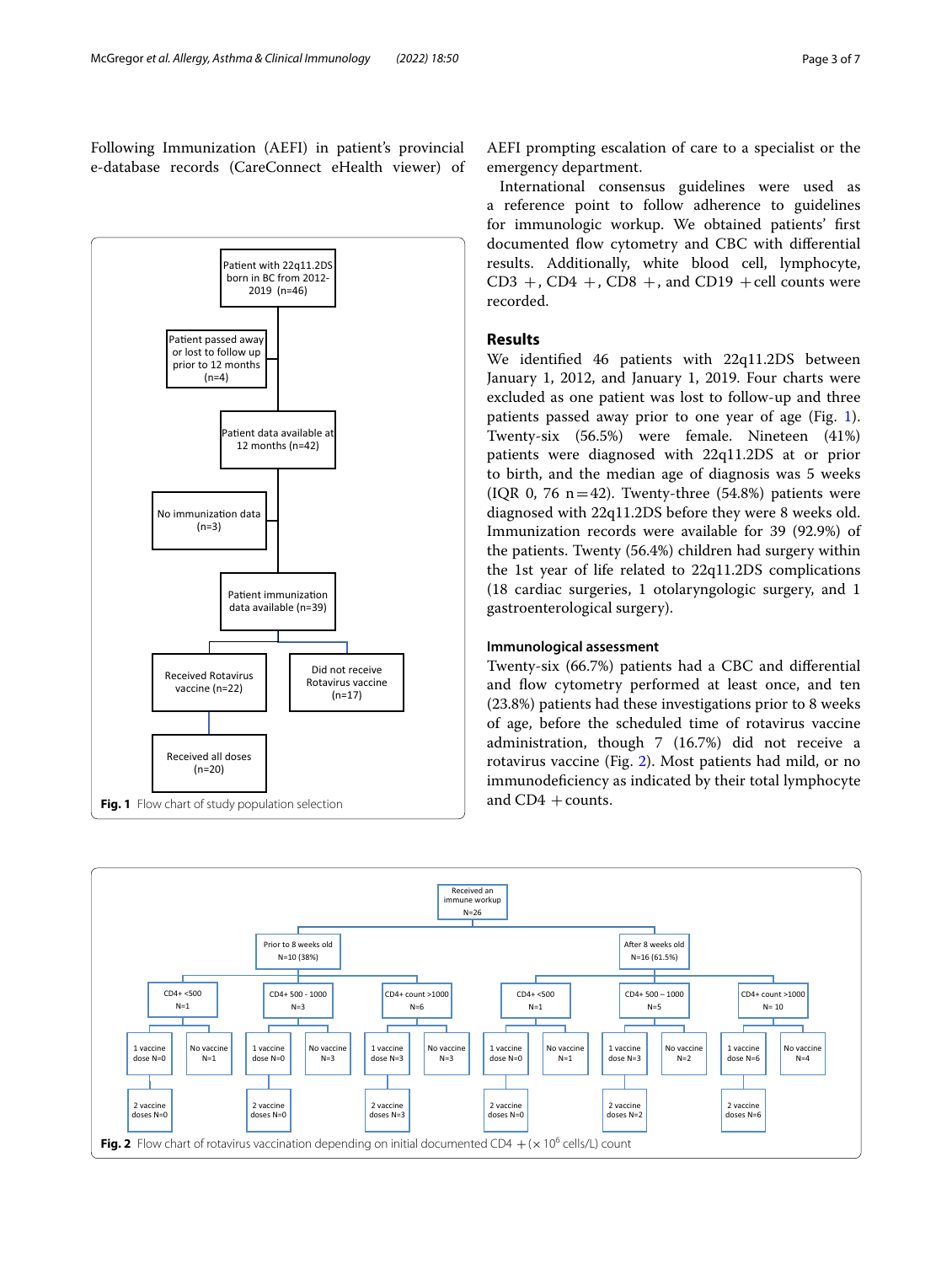Following Immunization (AEFI) in patient's provincial e-database records (CareConnect eHealth viewer) of AEFI prompting escalation of care to a specialist or the emergency department.

International consensus guidelines were used as a reference point to follow adherence to guidelines for immunologic workup. We obtained patients' first documented flow cytometry and CBC with differential results. Additionally, white blood cell, lymphocyte, CD3 +, CD4 +, CD8 +, and CD19 +cell counts were recorded.

Fig. 1 Flow chart of study population selection

## Results

We identified 46 patients with 22q11.2DS between January 1, 2012, and January 1, 2019. Four charts were excluded as one patient was lost to follow-up and three patients passed away prior to one year of age (Fig. 1). Twenty-six (56.5%) were female. Nineteen (41%) patients were diagnosed with 22q11.2DS at or prior to birth, and the median age of diagnosis was 5 weeks (IQR 0, 76 n = 42). Twenty-three (54.8%) patients were diagnosed with 22q11.2DS before they were 8 weeks old. Immunization records were available for 39 (92.9%) of the patients. Twenty (56.4%) children had surgery within the 1st year of life related to 22q11.2DS complications (18 cardiac surgeries, 1 otolaryngologic surgery, and 1 gastroenterological surgery).

### Immunological assessment

Twenty-six (66.7%) patients had a CBC and differential and flow cytometry performed at least once, and ten (23.8%) patients had these investigations prior to 8 weeks of age, before the scheduled time of rotavirus vaccine administration, though 7 (16.7%) did not receive a rotavirus vaccine (Fig. 2). Most patients had mild, or no immunodeficiency as indicated by their total lymphocyte and CD4 +counts.

Fig. 2 Flow chart of rotavirus vaccination depending on initial documented CD4 + ($\times 10^6$ cells/L) count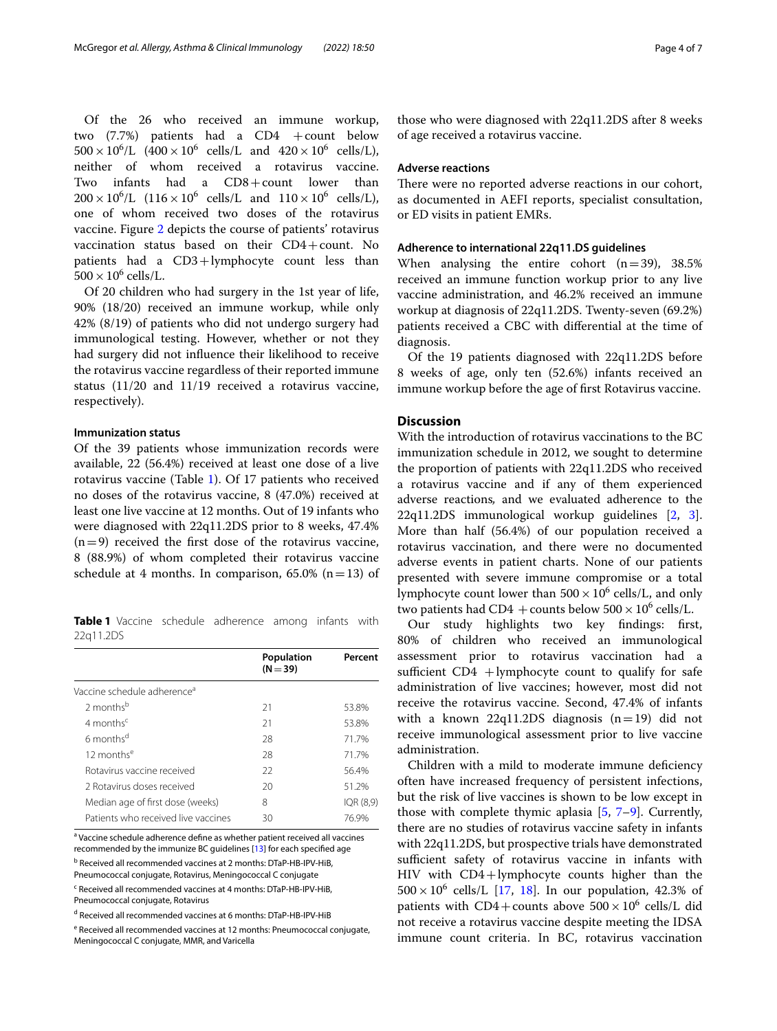Of the 26 who received an immune workup, two (7.7%) patients had a CD4 +count below $500 \times 10^6$/L ($400 \times 10^6$ cells/L and $420 \times 10^6$ cells/L), neither of whom received a rotavirus vaccine. Two infants had a CD8+count lower than $200 \times 10^6$/L ($116 \times 10^6$ cells/L and $110 \times 10^6$ cells/L), one of whom received two doses of the rotavirus vaccine. Figure 2 depicts the course of patients' rotavirus vaccination status based on their CD4+count. No patients had a CD3+lymphocyte count less than $500 \times 10^6$ cells/L.

Of 20 children who had surgery in the 1st year of life, 90% (18/20) received an immune workup, while only 42% (8/19) of patients who did not undergo surgery had immunological testing. However, whether or not they had surgery did not influence their likelihood to receive the rotavirus vaccine regardless of their reported immune status (11/20 and 11/19 received a rotavirus vaccine, respectively).

### Immunization status

Of the 39 patients whose immunization records were available, 22 (56.4%) received at least one dose of a live rotavirus vaccine (Table 1). Of 17 patients who received no doses of the rotavirus vaccine, 8 (47.0%) received at least one live vaccine at 12 months. Out of 19 infants who were diagnosed with 22q11.2DS prior to 8 weeks, 47.4% (n = 9) received the first dose of the rotavirus vaccine, 8 (88.9%) of whom completed their rotavirus vaccine schedule at 4 months. In comparison, 65.0% (n = 13) of those who were diagnosed with 22q11.2DS after 8 weeks of age received a rotavirus vaccine.

**Table 1** Vaccine schedule adherence among infants with 22q11.2DS

| | Population (N = 39) | Percent |
|---|---|---|
| Vaccine schedule adherence[a] | | |
| 2 months[b] | 21 | 53.8% |
| 4 months[c] | 21 | 53.8% |
| 6 months[d] | 28 | 71.7% |
| 12 months[e] | 28 | 71.7% |
| Rotavirus vaccine received | 22 | 56.4% |
| 2 Rotavirus doses received | 20 | 51.2% |
| Median age of first dose (weeks) | 8 | IQR (8,9) |
| Patients who received live vaccines | 30 | 76.9% |

[a] Vaccine schedule adherence define as whether patient received all vaccines recommended by the immunize BC guidelines [13] for each specified age

[b] Received all recommended vaccines at 2 months: DTaP-HB-IPV-HiB, Pneumococcal conjugate, Rotavirus, Meningococcal C conjugate

[c] Received all recommended vaccines at 4 months: DTaP-HB-IPV-HiB, Pneumococcal conjugate, Rotavirus

[d] Received all recommended vaccines at 6 months: DTaP-HB-IPV-HiB

[e] Received all recommended vaccines at 12 months: Pneumococcal conjugate, Meningococcal C conjugate, MMR, and Varicella

### Adverse reactions

There were no reported adverse reactions in our cohort, as documented in AEFI reports, specialist consultation, or ED visits in patient EMRs.

### Adherence to international 22q11.DS guidelines

When analysing the entire cohort (n = 39), 38.5% received an immune function workup prior to any live vaccine administration, and 46.2% received an immune workup at diagnosis of 22q11.2DS. Twenty-seven (69.2%) patients received a CBC with differential at the time of diagnosis.

Of the 19 patients diagnosed with 22q11.2DS before 8 weeks of age, only ten (52.6%) infants received an immune workup before the age of first Rotavirus vaccine.

## Discussion

With the introduction of rotavirus vaccinations to the BC immunization schedule in 2012, we sought to determine the proportion of patients with 22q11.2DS who received a rotavirus vaccine and if any of them experienced adverse reactions, and we evaluated adherence to the 22q11.2DS immunological workup guidelines [2, 3]. More than half (56.4%) of our population received a rotavirus vaccination, and there were no documented adverse events in patient charts. None of our patients presented with severe immune compromise or a total lymphocyte count lower than $500 \times 10^6$ cells/L, and only two patients had CD4 +counts below $500 \times 10^6$ cells/L.

Our study highlights two key findings: first, 80% of children who received an immunological assessment prior to rotavirus vaccination had a sufficient CD4 +lymphocyte count to qualify for safe administration of live vaccines; however, most did not receive the rotavirus vaccine. Second, 47.4% of infants with a known 22q11.2DS diagnosis (n = 19) did not receive immunological assessment prior to live vaccine administration.

Children with a mild to moderate immune deficiency often have increased frequency of persistent infections, but the risk of live vaccines is shown to be low except in those with complete thymic aplasia [5, 7–9]. Currently, there are no studies of rotavirus vaccine safety in infants with 22q11.2DS, but prospective trials have demonstrated sufficient safety of rotavirus vaccine in infants with HIV with CD4+lymphocyte counts higher than the $500 \times 10^6$ cells/L [17, 18]. In our population, 42.3% of patients with CD4+counts above $500 \times 10^6$ cells/L did not receive a rotavirus vaccine despite meeting the IDSA immune count criteria. In BC, rotavirus vaccination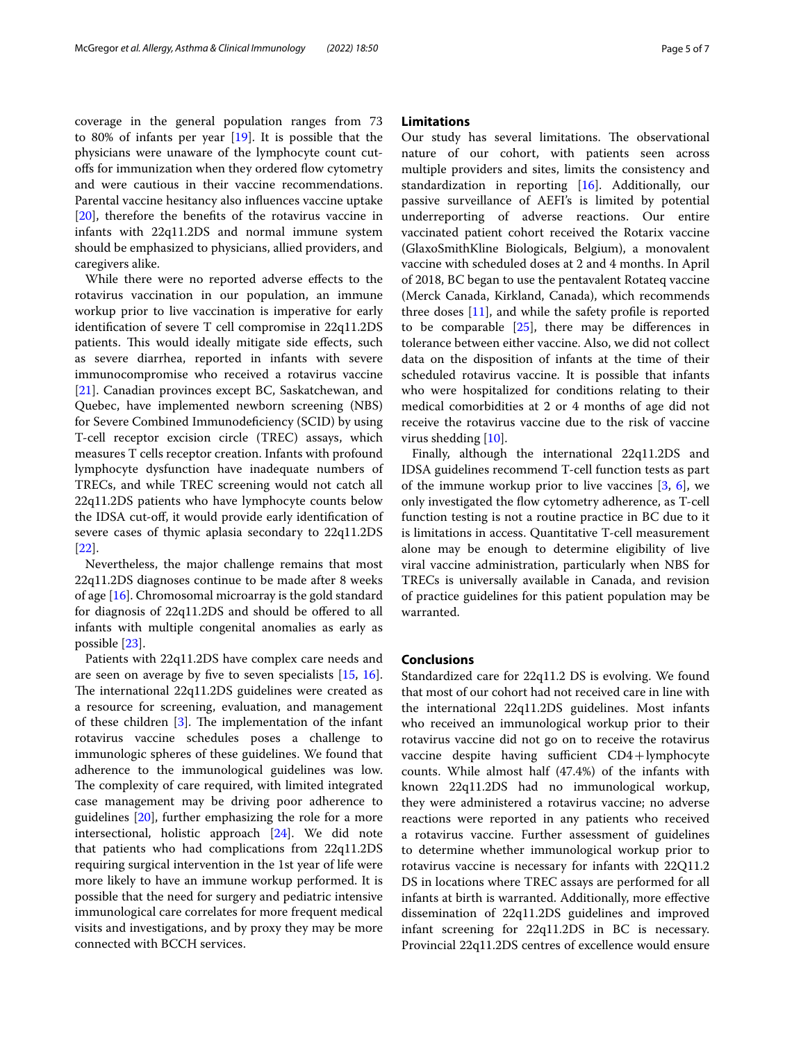coverage in the general population ranges from 73 to 80% of infants per year [19]. It is possible that the physicians were unaware of the lymphocyte count cut-offs for immunization when they ordered flow cytometry and were cautious in their vaccine recommendations. Parental vaccine hesitancy also influences vaccine uptake [20], therefore the benefits of the rotavirus vaccine in infants with 22q11.2DS and normal immune system should be emphasized to physicians, allied providers, and caregivers alike.

While there were no reported adverse effects to the rotavirus vaccination in our population, an immune workup prior to live vaccination is imperative for early identification of severe T cell compromise in 22q11.2DS patients. This would ideally mitigate side effects, such as severe diarrhea, reported in infants with severe immunocompromise who received a rotavirus vaccine [21]. Canadian provinces except BC, Saskatchewan, and Quebec, have implemented newborn screening (NBS) for Severe Combined Immunodeficiency (SCID) by using T-cell receptor excision circle (TREC) assays, which measures T cells receptor creation. Infants with profound lymphocyte dysfunction have inadequate numbers of TRECs, and while TREC screening would not catch all 22q11.2DS patients who have lymphocyte counts below the IDSA cut-off, it would provide early identification of severe cases of thymic aplasia secondary to 22q11.2DS [22].

Nevertheless, the major challenge remains that most 22q11.2DS diagnoses continue to be made after 8 weeks of age [16]. Chromosomal microarray is the gold standard for diagnosis of 22q11.2DS and should be offered to all infants with multiple congenital anomalies as early as possible [23].

Patients with 22q11.2DS have complex care needs and are seen on average by five to seven specialists [15, 16]. The international 22q11.2DS guidelines were created as a resource for screening, evaluation, and management of these children [3]. The implementation of the infant rotavirus vaccine schedules poses a challenge to immunologic spheres of these guidelines. We found that adherence to the immunological guidelines was low. The complexity of care required, with limited integrated case management may be driving poor adherence to guidelines [20], further emphasizing the role for a more intersectional, holistic approach [24]. We did note that patients who had complications from 22q11.2DS requiring surgical intervention in the 1st year of life were more likely to have an immune workup performed. It is possible that the need for surgery and pediatric intensive immunological care correlates for more frequent medical visits and investigations, and by proxy they may be more connected with BCCH services.

## Limitations

Our study has several limitations. The observational nature of our cohort, with patients seen across multiple providers and sites, limits the consistency and standardization in reporting [16]. Additionally, our passive surveillance of AEFI's is limited by potential underreporting of adverse reactions. Our entire vaccinated patient cohort received the Rotarix vaccine (GlaxoSmithKline Biologicals, Belgium), a monovalent vaccine with scheduled doses at 2 and 4 months. In April of 2018, BC began to use the pentavalent Rotateq vaccine (Merck Canada, Kirkland, Canada), which recommends three doses [11], and while the safety profile is reported to be comparable [25], there may be differences in tolerance between either vaccine. Also, we did not collect data on the disposition of infants at the time of their scheduled rotavirus vaccine. It is possible that infants who were hospitalized for conditions relating to their medical comorbidities at 2 or 4 months of age did not receive the rotavirus vaccine due to the risk of vaccine virus shedding [10].

Finally, although the international 22q11.2DS and IDSA guidelines recommend T-cell function tests as part of the immune workup prior to live vaccines [3, 6], we only investigated the flow cytometry adherence, as T-cell function testing is not a routine practice in BC due to it is limitations in access. Quantitative T-cell measurement alone may be enough to determine eligibility of live viral vaccine administration, particularly when NBS for TRECs is universally available in Canada, and revision of practice guidelines for this patient population may be warranted.

## Conclusions

Standardized care for 22q11.2 DS is evolving. We found that most of our cohort had not received care in line with the international 22q11.2DS guidelines. Most infants who received an immunological workup prior to their rotavirus vaccine did not go on to receive the rotavirus vaccine despite having sufficient CD4+lymphocyte counts. While almost half (47.4%) of the infants with known 22q11.2DS had no immunological workup, they were administered a rotavirus vaccine; no adverse reactions were reported in any patients who received a rotavirus vaccine. Further assessment of guidelines to determine whether immunological workup prior to rotavirus vaccine is necessary for infants with 22Q11.2 DS in locations where TREC assays are performed for all infants at birth is warranted. Additionally, more effective dissemination of 22q11.2DS guidelines and improved infant screening for 22q11.2DS in BC is necessary. Provincial 22q11.2DS centres of excellence would ensure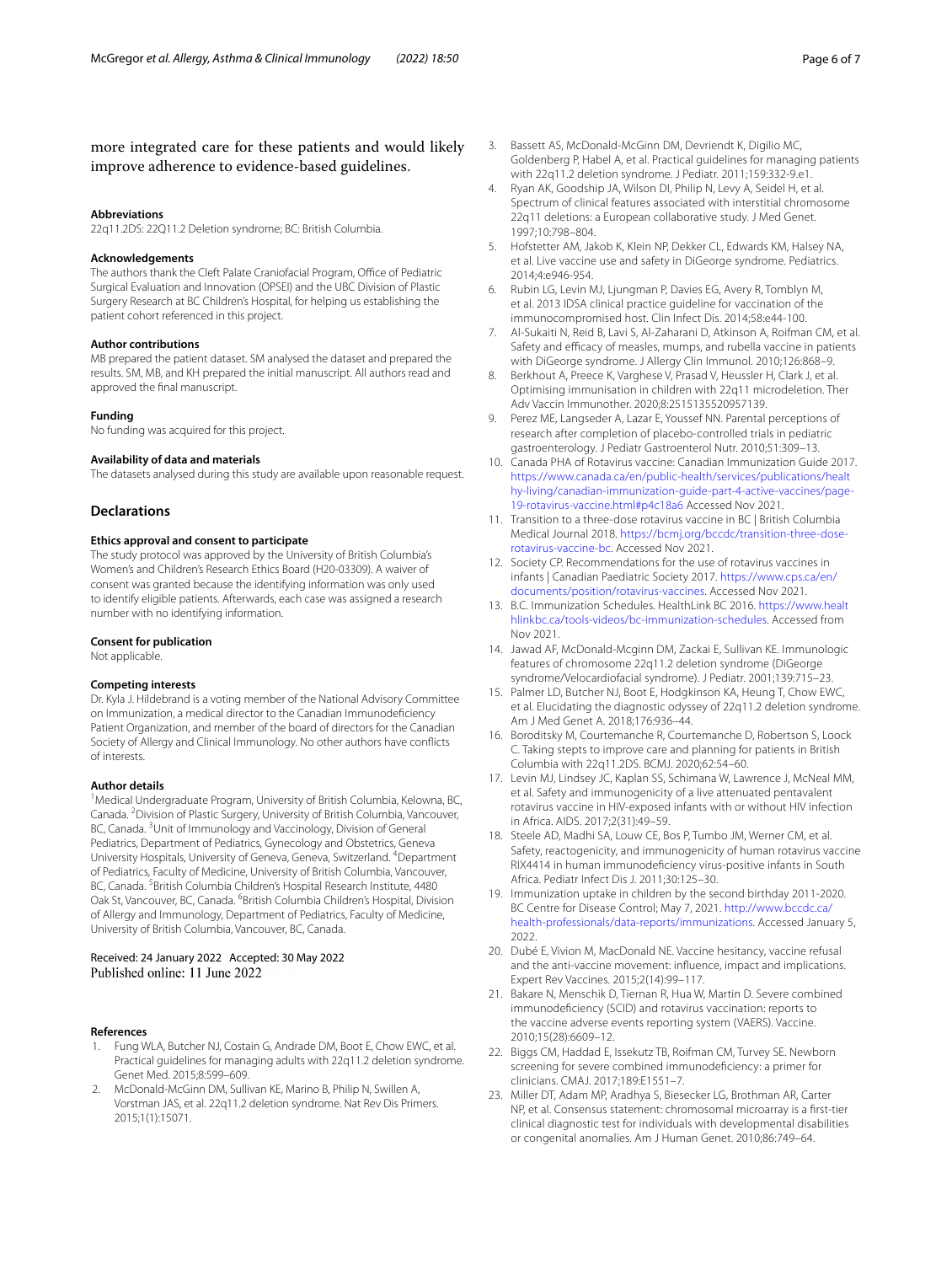more integrated care for these patients and would likely improve adherence to evidence-based guidelines.

**Abbreviations**

22q11.2DS: 22Q11.2 Deletion syndrome; BC: British Columbia.

**Acknowledgements**

The authors thank the Cleft Palate Craniofacial Program, Office of Pediatric Surgical Evaluation and Innovation (OPSEI) and the UBC Division of Plastic Surgery Research at BC Children's Hospital, for helping us establishing the patient cohort referenced in this project.

**Author contributions**

MB prepared the patient dataset. SM analysed the dataset and prepared the results. SM, MB, and KH prepared the initial manuscript. All authors read and approved the final manuscript.

**Funding**

No funding was acquired for this project.

**Availability of data and materials**

The datasets analysed during this study are available upon reasonable request.

## Declarations

**Ethics approval and consent to participate**

The study protocol was approved by the University of British Columbia's Women's and Children's Research Ethics Board (H20-03309). A waiver of consent was granted because the identifying information was only used to identify eligible patients. Afterwards, each case was assigned a research number with no identifying information.

**Consent for publication**

Not applicable.

**Competing interests**

Dr. Kyla J. Hildebrand is a voting member of the National Advisory Committee on Immunization, a medical director to the Canadian Immunodeficiency Patient Organization, and member of the board of directors for the Canadian Society of Allergy and Clinical Immunology. No other authors have conflicts of interests.

**Author details**

[1] Medical Undergraduate Program, University of British Columbia, Kelowna, BC, Canada. [2] Division of Plastic Surgery, University of British Columbia, Vancouver, BC, Canada. [3] Unit of Immunology and Vaccinology, Division of General Pediatrics, Department of Pediatrics, Gynecology and Obstetrics, Geneva University Hospitals, University of Geneva, Geneva, Switzerland. [4] Department of Pediatrics, Faculty of Medicine, University of British Columbia, Vancouver, BC, Canada. [5] British Columbia Children's Hospital Research Institute, 4480 Oak St, Vancouver, BC, Canada. [6] British Columbia Children's Hospital, Division of Allergy and Immunology, Department of Pediatrics, Faculty of Medicine, University of British Columbia, Vancouver, BC, Canada.

Received: 24 January 2022 Accepted: 30 May 2022
Published online: 11 June 2022

**References**

1. Fung WLA, Butcher NJ, Costain G, Andrade DM, Boot E, Chow EWC, et al. Practical guidelines for managing adults with 22q11.2 deletion syndrome. Genet Med. 2015;8:599–609.
2. McDonald-McGinn DM, Sullivan KE, Marino B, Philip N, Swillen A, Vorstman JAS, et al. 22q11.2 deletion syndrome. Nat Rev Dis Primers. 2015;1(1):15071.
3. Bassett AS, McDonald-McGinn DM, Devriendt K, Digilio MC, Goldenberg P, Habel A, et al. Practical guidelines for managing patients with 22q11.2 deletion syndrome. J Pediatr. 2011;159:332-9.e1.
4. Ryan AK, Goodship JA, Wilson DI, Philip N, Levy A, Seidel H, et al. Spectrum of clinical features associated with interstitial chromosome 22q11 deletions: a European collaborative study. J Med Genet. 1997;10:798–804.
5. Hofstetter AM, Jakob K, Klein NP, Dekker CL, Edwards KM, Halsey NA, et al. Live vaccine use and safety in DiGeorge syndrome. Pediatrics. 2014;4:e946-954.
6. Rubin LG, Levin MJ, Ljungman P, Davies EG, Avery R, Tomblyn M, et al. 2013 IDSA clinical practice guideline for vaccination of the immunocompromised host. Clin Infect Dis. 2014;58:e44-100.
7. Al-Sukaiti N, Reid B, Lavi S, Al-Zaharani D, Atkinson A, Roifman CM, et al. Safety and efficacy of measles, mumps, and rubella vaccine in patients with DiGeorge syndrome. J Allergy Clin Immunol. 2010;126:868–9.
8. Berkhout A, Preece K, Varghese V, Prasad V, Heussler H, Clark J, et al. Optimising immunisation in children with 22q11 microdeletion. Ther Adv Vaccin Immunother. 2020;8:2515135520957139.
9. Perez ME, Langseder A, Lazar E, Youssef NN. Parental perceptions of research after completion of placebo-controlled trials in pediatric gastroenterology. J Pediatr Gastroenterol Nutr. 2010;51:309–13.
10. Canada PHA of Rotavirus vaccine: Canadian Immunization Guide 2017. https://www.canada.ca/en/public-health/services/publications/healthy-living/canadian-immunization-guide-part-4-active-vaccines/page-19-rotavirus-vaccine.html#p4c18a6 Accessed Nov 2021.
11. Transition to a three-dose rotavirus vaccine in BC | British Columbia Medical Journal 2018. https://bcmj.org/bccdc/transition-three-dose-rotavirus-vaccine-bc. Accessed Nov 2021.
12. Society CP. Recommendations for the use of rotavirus vaccines in infants | Canadian Paediatric Society 2017. https://www.cps.ca/en/documents/position/rotavirus-vaccines. Accessed Nov 2021.
13. B.C. Immunization Schedules. HealthLink BC 2016. https://www.healthlinkbc.ca/tools-videos/bc-immunization-schedules. Accessed from Nov 2021.
14. Jawad AF, McDonald-Mcginn DM, Zackai E, Sullivan KE. Immunologic features of chromosome 22q11.2 deletion syndrome (DiGeorge syndrome/Velocardiofacial syndrome). J Pediatr. 2001;139:715–23.
15. Palmer LD, Butcher NJ, Boot E, Hodgkinson KA, Heung T, Chow EWC, et al. Elucidating the diagnostic odyssey of 22q11.2 deletion syndrome. Am J Med Genet A. 2018;176:936–44.
16. Boroditsky M, Courtemanche R, Courtemanche D, Robertson S, Loock C. Taking stepts to improve care and planning for patients in British Columbia with 22q11.2DS. BCMJ. 2020;62:54–60.
17. Levin MJ, Lindsey JC, Kaplan SS, Schimana W, Lawrence J, McNeal MM, et al. Safety and immunogenicity of a live attenuated pentavalent rotavirus vaccine in HIV-exposed infants with or without HIV infection in Africa. AIDS. 2017;2(31):49–59.
18. Steele AD, Madhi SA, Louw CE, Bos P, Tumbo JM, Werner CM, et al. Safety, reactogenicity, and immunogenicity of human rotavirus vaccine RIX4414 in human immunodeficiency virus-positive infants in South Africa. Pediatr Infect Dis J. 2011;30:125–30.
19. Immunization uptake in children by the second birthday 2011-2020. BC Centre for Disease Control; May 7, 2021. http://www.bccdc.ca/health-professionals/data-reports/immunizations. Accessed January 5, 2022.
20. Dubé E, Vivion M, MacDonald NE. Vaccine hesitancy, vaccine refusal and the anti-vaccine movement: influence, impact and implications. Expert Rev Vaccines. 2015;2(14):99–117.
21. Bakare N, Menschik D, Tiernan R, Hua W, Martin D. Severe combined immunodeficiency (SCID) and rotavirus vaccination: reports to the vaccine adverse events reporting system (VAERS). Vaccine. 2010;15(28):6609–12.
22. Biggs CM, Haddad E, Issekutz TB, Roifman CM, Turvey SE. Newborn screening for severe combined immunodeficiency: a primer for clinicians. CMAJ. 2017;189:E1551–7.
23. Miller DT, Adam MP, Aradhya S, Biesecker LG, Brothman AR, Carter NP, et al. Consensus statement: chromosomal microarray is a first-tier clinical diagnostic test for individuals with developmental disabilities or congenital anomalies. Am J Human Genet. 2010;86:749–64.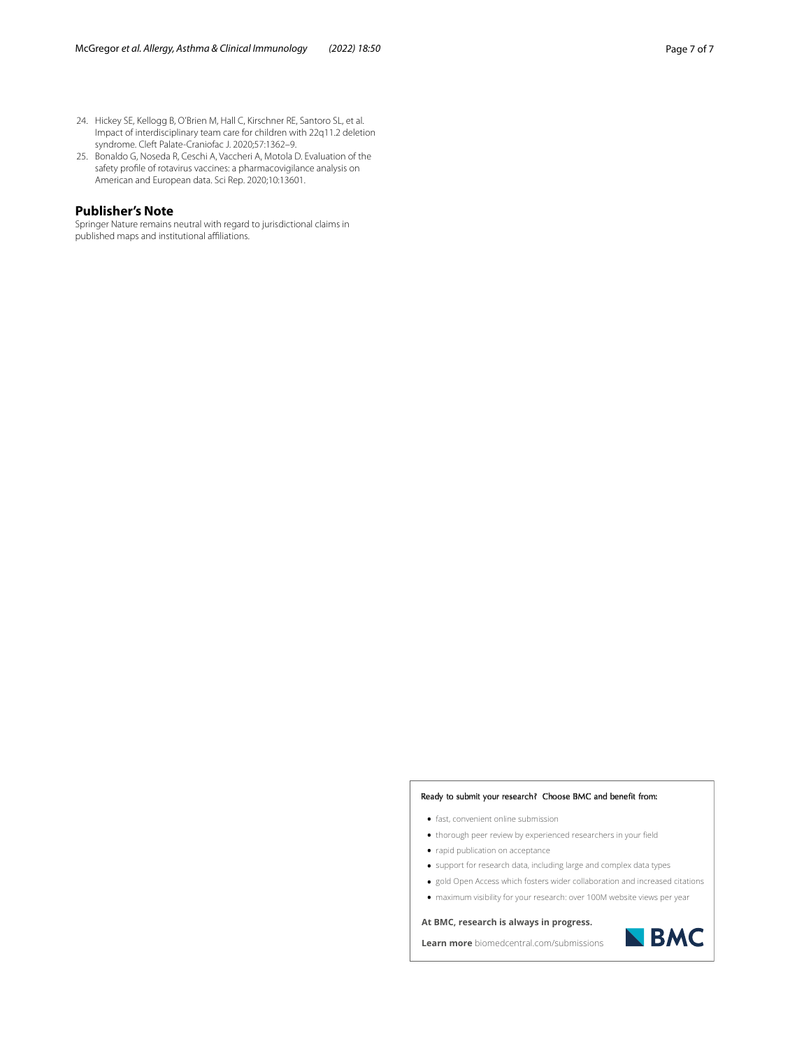24. Hickey SE, Kellogg B, O'Brien M, Hall C, Kirschner RE, Santoro SL, et al. Impact of interdisciplinary team care for children with 22q11.2 deletion syndrome. Cleft Palate-Craniofac J. 2020;57:1362–9.
25. Bonaldo G, Noseda R, Ceschi A, Vaccheri A, Motola D. Evaluation of the safety profile of rotavirus vaccines: a pharmacovigilance analysis on American and European data. Sci Rep. 2020;10:13601.

## Publisher's Note

Springer Nature remains neutral with regard to jurisdictional claims in published maps and institutional affiliations.

Ready to submit your research? Choose BMC and benefit from:

- fast, convenient online submission
- thorough peer review by experienced researchers in your field
- rapid publication on acceptance
- support for research data, including large and complex data types
- gold Open Access which fosters wider collaboration and increased citations
- maximum visibility for your research: over 100M website views per year

**At BMC, research is always in progress.**

**Learn more** biomedcentral.com/submissions

BMC